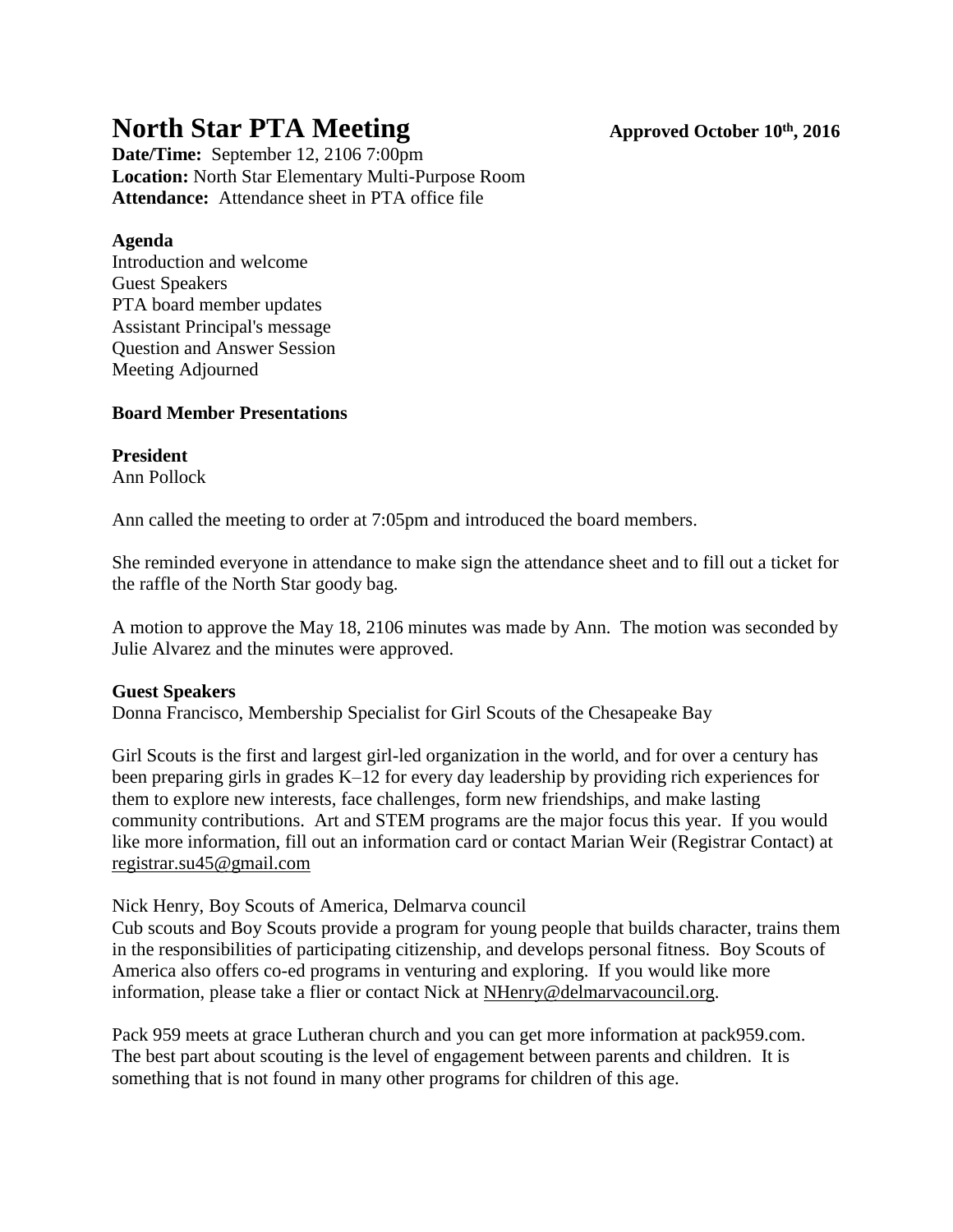# North Star PTA Meeting

**Approved October 10th, 2016**

**Date/Time:** September 12, 2106 7:00pm
**Location:** North Star Elementary Multi-Purpose Room
**Attendance:** Attendance sheet in PTA office file

**Agenda**
Introduction and welcome
Guest Speakers
PTA board member updates
Assistant Principal's message
Question and Answer Session
Meeting Adjourned

**Board Member Presentations**

**President**
Ann Pollock

Ann called the meeting to order at 7:05pm and introduced the board members.

She reminded everyone in attendance to make sign the attendance sheet and to fill out a ticket for the raffle of the North Star goody bag.

A motion to approve the May 18, 2106 minutes was made by Ann. The motion was seconded by Julie Alvarez and the minutes were approved.

**Guest Speakers**
Donna Francisco, Membership Specialist for Girl Scouts of the Chesapeake Bay

Girl Scouts is the first and largest girl-led organization in the world, and for over a century has been preparing girls in grades K–12 for every day leadership by providing rich experiences for them to explore new interests, face challenges, form new friendships, and make lasting community contributions. Art and STEM programs are the major focus this year. If you would like more information, fill out an information card or contact Marian Weir (Registrar Contact) at registrar.su45@gmail.com

Nick Henry, Boy Scouts of America, Delmarva council
Cub scouts and Boy Scouts provide a program for young people that builds character, trains them in the responsibilities of participating citizenship, and develops personal fitness. Boy Scouts of America also offers co-ed programs in venturing and exploring. If you would like more information, please take a flier or contact Nick at NHenry@delmarvacouncil.org.

Pack 959 meets at grace Lutheran church and you can get more information at pack959.com. The best part about scouting is the level of engagement between parents and children. It is something that is not found in many other programs for children of this age.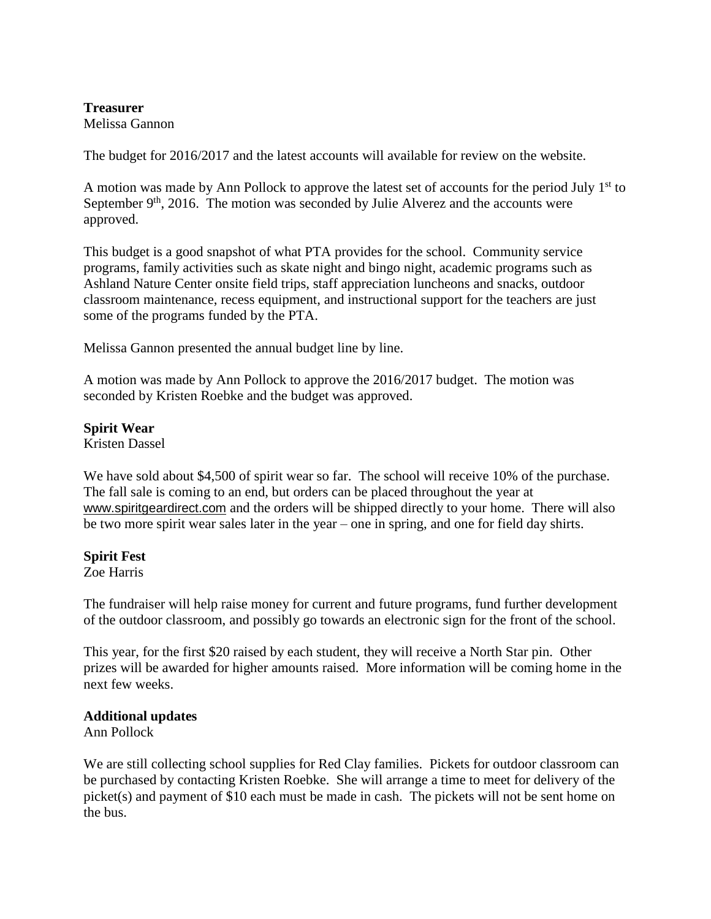**Treasurer**
Melissa Gannon

The budget for 2016/2017 and the latest accounts will available for review on the website.

A motion was made by Ann Pollock to approve the latest set of accounts for the period July 1st to September 9th, 2016. The motion was seconded by Julie Alverez and the accounts were approved.

This budget is a good snapshot of what PTA provides for the school. Community service programs, family activities such as skate night and bingo night, academic programs such as Ashland Nature Center onsite field trips, staff appreciation luncheons and snacks, outdoor classroom maintenance, recess equipment, and instructional support for the teachers are just some of the programs funded by the PTA.

Melissa Gannon presented the annual budget line by line.

A motion was made by Ann Pollock to approve the 2016/2017 budget. The motion was seconded by Kristen Roebke and the budget was approved.

**Spirit Wear**
Kristen Dassel

We have sold about $4,500 of spirit wear so far. The school will receive 10% of the purchase. The fall sale is coming to an end, but orders can be placed throughout the year at www.spiritgeardirect.com and the orders will be shipped directly to your home. There will also be two more spirit wear sales later in the year – one in spring, and one for field day shirts.

**Spirit Fest**
Zoe Harris

The fundraiser will help raise money for current and future programs, fund further development of the outdoor classroom, and possibly go towards an electronic sign for the front of the school.

This year, for the first $20 raised by each student, they will receive a North Star pin. Other prizes will be awarded for higher amounts raised. More information will be coming home in the next few weeks.

**Additional updates**
Ann Pollock

We are still collecting school supplies for Red Clay families. Pickets for outdoor classroom can be purchased by contacting Kristen Roebke. She will arrange a time to meet for delivery of the picket(s) and payment of $10 each must be made in cash. The pickets will not be sent home on the bus.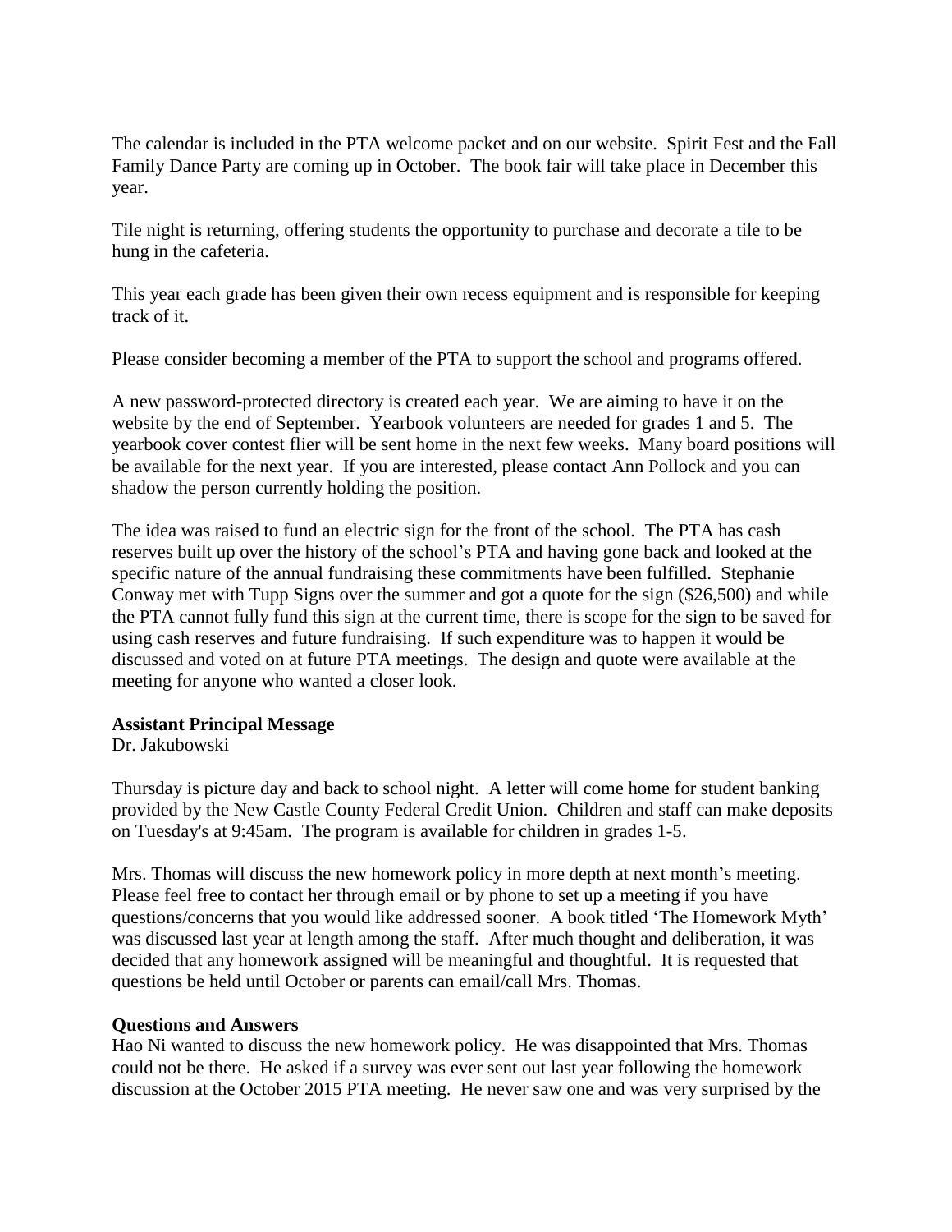The calendar is included in the PTA welcome packet and on our website. Spirit Fest and the Fall Family Dance Party are coming up in October. The book fair will take place in December this year.

Tile night is returning, offering students the opportunity to purchase and decorate a tile to be hung in the cafeteria.

This year each grade has been given their own recess equipment and is responsible for keeping track of it.

Please consider becoming a member of the PTA to support the school and programs offered.

A new password-protected directory is created each year. We are aiming to have it on the website by the end of September. Yearbook volunteers are needed for grades 1 and 5. The yearbook cover contest flier will be sent home in the next few weeks. Many board positions will be available for the next year. If you are interested, please contact Ann Pollock and you can shadow the person currently holding the position.

The idea was raised to fund an electric sign for the front of the school. The PTA has cash reserves built up over the history of the school's PTA and having gone back and looked at the specific nature of the annual fundraising these commitments have been fulfilled. Stephanie Conway met with Tupp Signs over the summer and got a quote for the sign ($26,500) and while the PTA cannot fully fund this sign at the current time, there is scope for the sign to be saved for using cash reserves and future fundraising. If such expenditure was to happen it would be discussed and voted on at future PTA meetings. The design and quote were available at the meeting for anyone who wanted a closer look.

**Assistant Principal Message**
Dr. Jakubowski

Thursday is picture day and back to school night. A letter will come home for student banking provided by the New Castle County Federal Credit Union. Children and staff can make deposits on Tuesday's at 9:45am. The program is available for children in grades 1-5.

Mrs. Thomas will discuss the new homework policy in more depth at next month's meeting. Please feel free to contact her through email or by phone to set up a meeting if you have questions/concerns that you would like addressed sooner. A book titled 'The Homework Myth' was discussed last year at length among the staff. After much thought and deliberation, it was decided that any homework assigned will be meaningful and thoughtful. It is requested that questions be held until October or parents can email/call Mrs. Thomas.

**Questions and Answers**
Hao Ni wanted to discuss the new homework policy. He was disappointed that Mrs. Thomas could not be there. He asked if a survey was ever sent out last year following the homework discussion at the October 2015 PTA meeting. He never saw one and was very surprised by the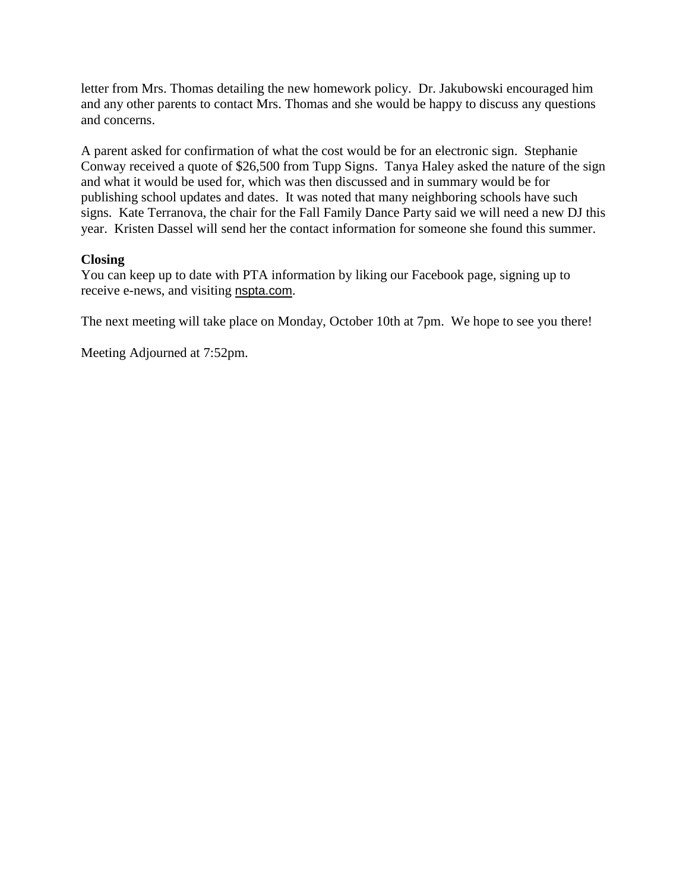letter from Mrs. Thomas detailing the new homework policy. Dr. Jakubowski encouraged him and any other parents to contact Mrs. Thomas and she would be happy to discuss any questions and concerns.

A parent asked for confirmation of what the cost would be for an electronic sign. Stephanie Conway received a quote of $26,500 from Tupp Signs. Tanya Haley asked the nature of the sign and what it would be used for, which was then discussed and in summary would be for publishing school updates and dates. It was noted that many neighboring schools have such signs. Kate Terranova, the chair for the Fall Family Dance Party said we will need a new DJ this year. Kristen Dassel will send her the contact information for someone she found this summer.

**Closing**

You can keep up to date with PTA information by liking our Facebook page, signing up to receive e-news, and visiting nspta.com.

The next meeting will take place on Monday, October 10th at 7pm. We hope to see you there!

Meeting Adjourned at 7:52pm.